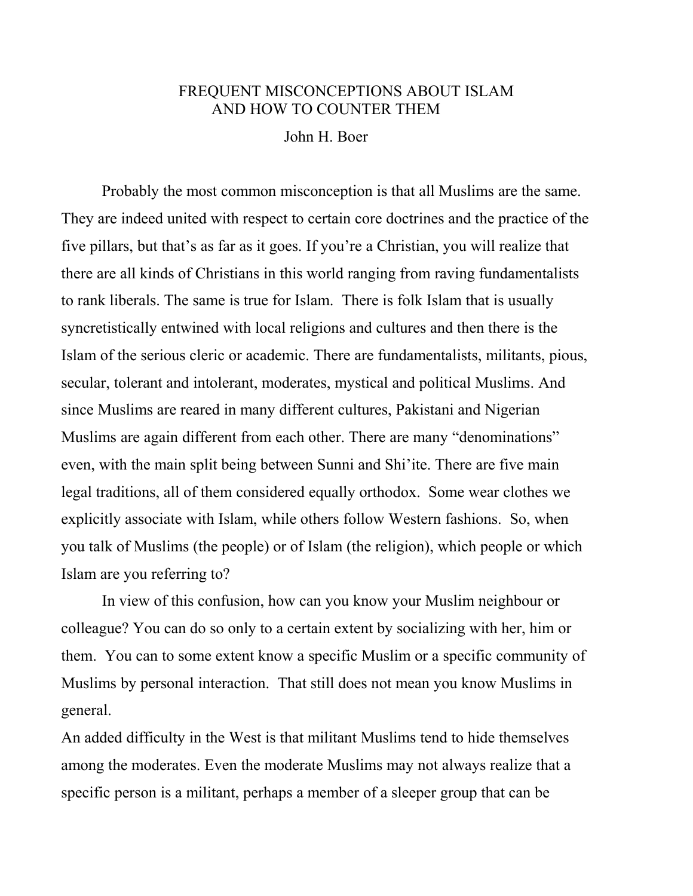# FREQUENT MISCONCEPTIONS ABOUT ISLAM AND HOW TO COUNTER THEM

John H. Boer

Probably the most common misconception is that all Muslims are the same. They are indeed united with respect to certain core doctrines and the practice of the five pillars, but that's as far as it goes. If you're a Christian, you will realize that there are all kinds of Christians in this world ranging from raving fundamentalists to rank liberals. The same is true for Islam. There is folk Islam that is usually syncretistically entwined with local religions and cultures and then there is the Islam of the serious cleric or academic. There are fundamentalists, militants, pious, secular, tolerant and intolerant, moderates, mystical and political Muslims. And since Muslims are reared in many different cultures, Pakistani and Nigerian Muslims are again different from each other. There are many "denominations" even, with the main split being between Sunni and Shi'ite. There are five main legal traditions, all of them considered equally orthodox. Some wear clothes we explicitly associate with Islam, while others follow Western fashions. So, when you talk of Muslims (the people) or of Islam (the religion), which people or which Islam are you referring to?

In view of this confusion, how can you know your Muslim neighbour or colleague? You can do so only to a certain extent by socializing with her, him or them. You can to some extent know a specific Muslim or a specific community of Muslims by personal interaction. That still does not mean you know Muslims in general.

An added difficulty in the West is that militant Muslims tend to hide themselves among the moderates. Even the moderate Muslims may not always realize that a specific person is a militant, perhaps a member of a sleeper group that can be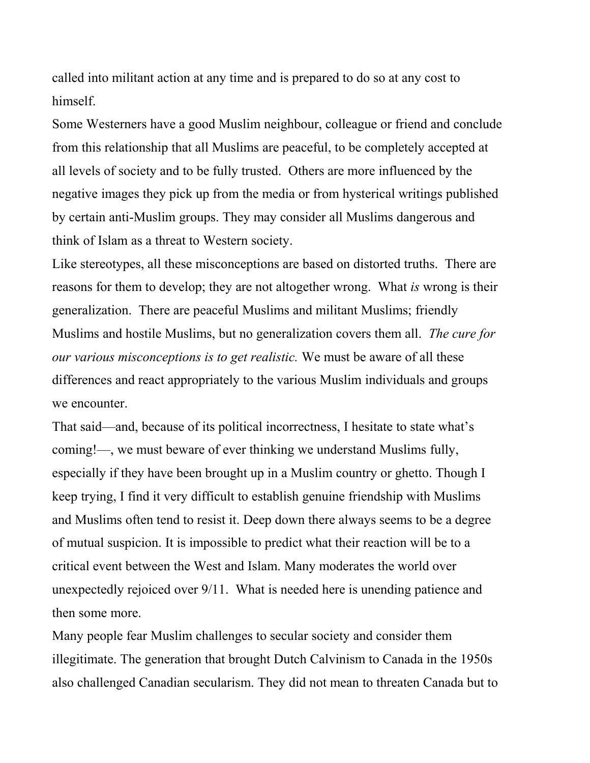called into militant action at any time and is prepared to do so at any cost to himself.

Some Westerners have a good Muslim neighbour, colleague or friend and conclude from this relationship that all Muslims are peaceful, to be completely accepted at all levels of society and to be fully trusted. Others are more influenced by the negative images they pick up from the media or from hysterical writings published by certain anti-Muslim groups. They may consider all Muslims dangerous and think of Islam as a threat to Western society.

Like stereotypes, all these misconceptions are based on distorted truths. There are reasons for them to develop; they are not altogether wrong. What *is* wrong is their generalization. There are peaceful Muslims and militant Muslims; friendly Muslims and hostile Muslims, but no generalization covers them all. *The cure for our various misconceptions is to get realistic.* We must be aware of all these differences and react appropriately to the various Muslim individuals and groups we encounter.

That said—and, because of its political incorrectness, I hesitate to state what's coming!—, we must beware of ever thinking we understand Muslims fully, especially if they have been brought up in a Muslim country or ghetto. Though I keep trying, I find it very difficult to establish genuine friendship with Muslims and Muslims often tend to resist it. Deep down there always seems to be a degree of mutual suspicion. It is impossible to predict what their reaction will be to a critical event between the West and Islam. Many moderates the world over unexpectedly rejoiced over 9/11. What is needed here is unending patience and then some more.

Many people fear Muslim challenges to secular society and consider them illegitimate. The generation that brought Dutch Calvinism to Canada in the 1950s also challenged Canadian secularism. They did not mean to threaten Canada but to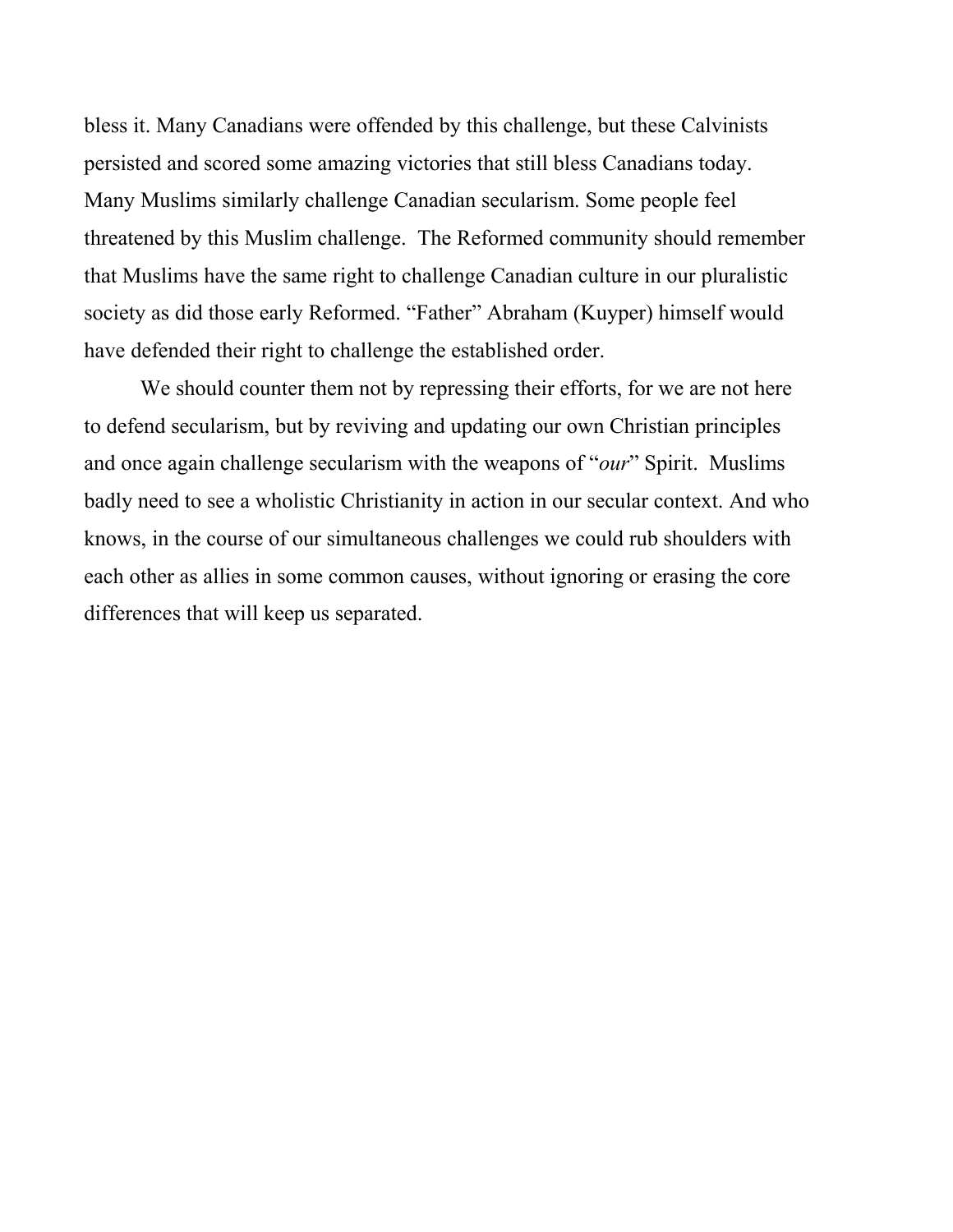bless it. Many Canadians were offended by this challenge, but these Calvinists persisted and scored some amazing victories that still bless Canadians today. Many Muslims similarly challenge Canadian secularism. Some people feel threatened by this Muslim challenge. The Reformed community should remember that Muslims have the same right to challenge Canadian culture in our pluralistic society as did those early Reformed. "Father" Abraham (Kuyper) himself would have defended their right to challenge the established order.

We should counter them not by repressing their efforts, for we are not here to defend secularism, but by reviving and updating our own Christian principles and once again challenge secularism with the weapons of "*our*" Spirit. Muslims badly need to see a wholistic Christianity in action in our secular context. And who knows, in the course of our simultaneous challenges we could rub shoulders with each other as allies in some common causes, without ignoring or erasing the core differences that will keep us separated.